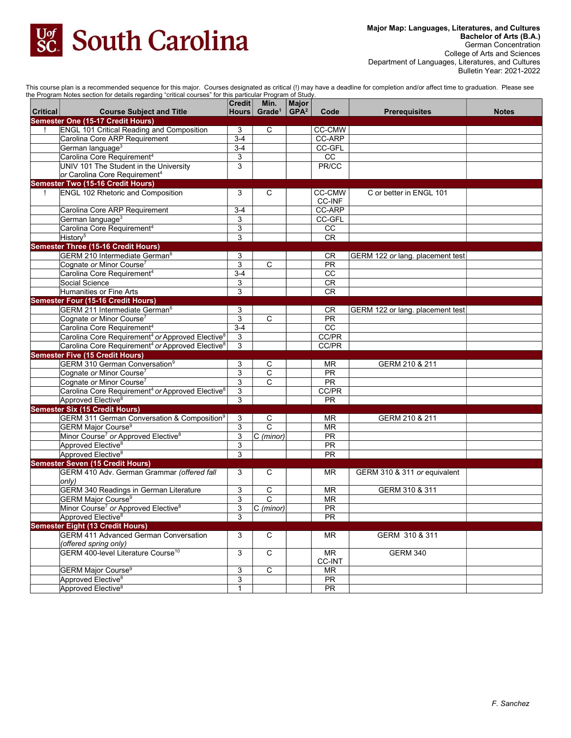**Major Map: Languages, Literatures, and Cultures**
**Bachelor of Arts (B.A.)**
German Concentration
College of Arts and Sciences
Department of Languages, Literatures, and Cultures
Bulletin Year: 2021-2022

This course plan is a recommended sequence for this major. Courses designated as critical (!) may have a deadline for completion and/or affect time to graduation. Please see the Program Notes section for details regarding "critical courses" for this particular Program of Study.

| Critical | Course Subject and Title | Credit Hours | Min. Grade[1] | Major GPA[2] | Code | Prerequisites | Notes |
|---|---|---|---|---|---|---|---|
| **Semester One (15-17 Credit Hours)** | | | | | | | |
| ! | ENGL 101 Critical Reading and Composition | 3 | C | | CC-CMW | | |
| | Carolina Core ARP Requirement | 3-4 | | | CC-ARP | | |
| | German language[3] | 3-4 | | | CC-GFL | | |
| | Carolina Core Requirement[4] | 3 | | | CC | | |
| | UNIV 101 The Student in the University *or* Carolina Core Requirement[4] | 3 | | | PR/CC | | |
| **Semester Two (15-16 Credit Hours)** | | | | | | | |
| ! | ENGL 102 Rhetoric and Composition | 3 | C | | CC-CMW CC-INF | C or better in ENGL 101 | |
| | Carolina Core ARP Requirement | 3-4 | | | CC-ARP | | |
| | German language[3] | 3 | | | CC-GFL | | |
| | Carolina Core Requirement[4] | 3 | | | CC | | |
| | History[5] | 3 | | | CR | | |
| **Semester Three (15-16 Credit Hours)** | | | | | | | |
| | GERM 210 Intermediate German[6] | 3 | | | CR | GERM 122 *or* lang. placement test | |
| | Cognate *or* Minor Course[7] | 3 | C | | PR | | |
| | Carolina Core Requirement[4] | 3-4 | | | CC | | |
| | Social Science | 3 | | | CR | | |
| | Humanities or Fine Arts | 3 | | | CR | | |
| **Semester Four (15-16 Credit Hours)** | | | | | | | |
| | GERM 211 Intermediate German[6] | 3 | | | CR | GERM 122 or lang. placement test | |
| | Cognate *or* Minor Course[7] | 3 | C | | PR | | |
| | Carolina Core Requirement[4] | 3-4 | | | CC | | |
| | Carolina Core Requirement[4] *or* Approved Elective[8] | 3 | | | CC/PR | | |
| | Carolina Core Requirement[4] *or* Approved Elective[8] | 3 | | | CC/PR | | |
| **Semester Five (15 Credit Hours)** | | | | | | | |
| | GERM 310 German Conversation[9] | 3 | C | | MR | GERM 210 & 211 | |
| | Cognate *or* Minor Course[7] | 3 | C | | PR | | |
| | Cognate *or* Minor Course[7] | 3 | C | | PR | | |
| | Carolina Core Requirement[4] *or* Approved Elective[8] | 3 | | | CC/PR | | |
| | Approved Elective[8] | 3 | | | PR | | |
| **Semester Six (15 Credit Hours)** | | | | | | | |
| | GERM 311 German Conversation & Composition[9] | 3 | C | | MR | GERM 210 & 211 | |
| | GERM Major Course[9] | 3 | C | | MR | | |
| | Minor Course[7] *or* Approved Elective[8] | 3 | C *(minor)* | | PR | | |
| | Approved Elective[8] | 3 | | | PR | | |
| | Approved Elective[8] | 3 | | | PR | | |
| **Semester Seven (15 Credit Hours)** | | | | | | | |
| | GERM 410 Adv. German Grammar *(offered fall only)* | 3 | C | | MR | GERM 310 & 311 *or* equivalent | |
| | GERM 340 Readings in German Literature | 3 | C | | MR | GERM 310 & 311 | |
| | GERM Major Course[9] | 3 | C | | MR | | |
| | Minor Course[7] *or* Approved Elective[8] | 3 | C *(minor)* | | PR | | |
| | Approved Elective[8] | 3 | | | PR | | |
| **Semester Eight (13 Credit Hours)** | | | | | | | |
| | GERM 411 Advanced German Conversation *(offered spring only)* | 3 | C | | MR | GERM 310 & 311 | |
| | GERM 400-level Literature Course[10] | 3 | C | | MR CC-INT | GERM 340 | |
| | GERM Major Course[9] | 3 | C | | MR | | |
| | Approved Elective[8] | 3 | | | PR | | |
| | Approved Elective[8] | 1 | | | PR | | |

F. Sanchez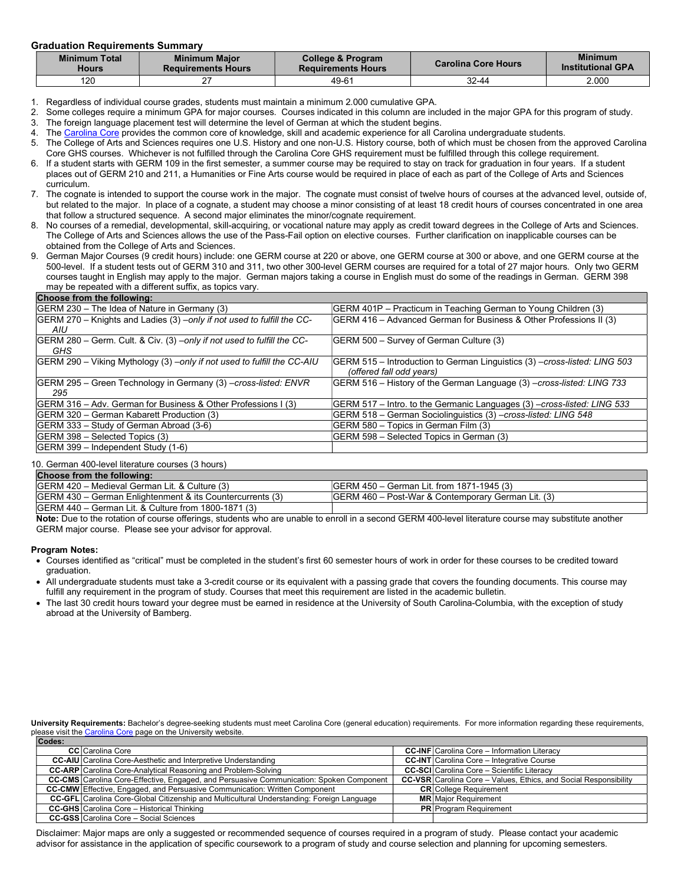### Graduation Requirements Summary

| Minimum Total Hours | Minimum Major Requirements Hours | College & Program Requirements Hours | Carolina Core Hours | Minimum Institutional GPA |
|---|---|---|---|---|
| 120 | 27 | 49-61 | 32-44 | 2.000 |

1. Regardless of individual course grades, students must maintain a minimum 2.000 cumulative GPA.
2. Some colleges require a minimum GPA for major courses. Courses indicated in this column are included in the major GPA for this program of study.
3. The foreign language placement test will determine the level of German at which the student begins.
4. The Carolina Core provides the common core of knowledge, skill and academic experience for all Carolina undergraduate students.
5. The College of Arts and Sciences requires one U.S. History and one non-U.S. History course, both of which must be chosen from the approved Carolina Core GHS courses. Whichever is not fulfilled through the Carolina Core GHS requirement must be fulfilled through this college requirement.
6. If a student starts with GERM 109 in the first semester, a summer course may be required to stay on track for graduation in four years. If a student places out of GERM 210 and 211, a Humanities or Fine Arts course would be required in place of each as part of the College of Arts and Sciences curriculum.
7. The cognate is intended to support the course work in the major. The cognate must consist of twelve hours of courses at the advanced level, outside of, but related to the major. In place of a cognate, a student may choose a minor consisting of at least 18 credit hours of courses concentrated in one area that follow a structured sequence. A second major eliminates the minor/cognate requirement.
8. No courses of a remedial, developmental, skill-acquiring, or vocational nature may apply as credit toward degrees in the College of Arts and Sciences. The College of Arts and Sciences allows the use of the Pass-Fail option on elective courses. Further clarification on inapplicable courses can be obtained from the College of Arts and Sciences.
9. German Major Courses (9 credit hours) include: one GERM course at 220 or above, one GERM course at 300 or above, and one GERM course at the 500-level. If a student tests out of GERM 310 and 311, two other 300-level GERM courses are required for a total of 27 major hours. Only two GERM courses taught in English may apply to the major. German majors taking a course in English must do some of the readings in German. GERM 398 may be repeated with a different suffix, as topics vary.

| Choose from the following: | |
|---|---|
| GERM 230 – The Idea of Nature in Germany (3) | GERM 401P – Practicum in Teaching German to Young Children (3) |
| GERM 270 – Knights and Ladies (3) *–only if not used to fulfill the CC-AIU* | GERM 416 – Advanced German for Business & Other Professions II (3) |
| GERM 280 – Germ. Cult. & Civ. (3) *–only if not used to fulfill the CC-GHS* | GERM 500 – Survey of German Culture (3) |
| GERM 290 – Viking Mythology (3) *–only if not used to fulfill the CC-AIU* | GERM 515 – Introduction to German Linguistics (3) *–cross-listed: LING 503 (offered fall odd years)* |
| GERM 295 – Green Technology in Germany (3) *–cross-listed: ENVR 295* | GERM 516 – History of the German Language (3) *–cross-listed: LING 733* |
| GERM 316 – Adv. German for Business & Other Professions I (3) | GERM 517 – Intro. to the Germanic Languages (3) *–cross-listed: LING 533* |
| GERM 320 – German Kabarett Production (3) | GERM 518 – German Sociolinguistics (3) *–cross-listed: LING 548* |
| GERM 333 – Study of German Abroad (3-6) | GERM 580 – Topics in German Film (3) |
| GERM 398 – Selected Topics (3) | GERM 598 – Selected Topics in German (3) |
| GERM 399 – Independent Study (1-6) | |

10. German 400-level literature courses (3 hours)

| Choose from the following: | |
|---|---|
| GERM 420 – Medieval German Lit. & Culture (3) | GERM 450 – German Lit. from 1871-1945 (3) |
| GERM 430 – German Enlightenment & its Countercurrents (3) | GERM 460 – Post-War & Contemporary German Lit. (3) |
| GERM 440 – German Lit. & Culture from 1800-1871 (3) | |

**Note:** Due to the rotation of course offerings, students who are unable to enroll in a second GERM 400-level literature course may substitute another GERM major course. Please see your advisor for approval.

**Program Notes:**

- Courses identified as "critical" must be completed in the student's first 60 semester hours of work in order for these courses to be credited toward graduation.
- All undergraduate students must take a 3-credit course or its equivalent with a passing grade that covers the founding documents. This course may fulfill any requirement in the program of study. Courses that meet this requirement are listed in the academic bulletin.
- The last 30 credit hours toward your degree must be earned in residence at the University of South Carolina-Columbia, with the exception of study abroad at the University of Bamberg.

**University Requirements:** Bachelor's degree-seeking students must meet Carolina Core (general education) requirements. For more information regarding these requirements, please visit the Carolina Core page on the University website.

| Codes: | | | |
|---|---|---|---|
| **CC** | Carolina Core | **CC-INF** | Carolina Core – Information Literacy |
| **CC-AIU** | Carolina Core-Aesthetic and Interpretive Understanding | **CC-INT** | Carolina Core – Integrative Course |
| **CC-ARP** | Carolina Core-Analytical Reasoning and Problem-Solving | **CC-SCI** | Carolina Core – Scientific Literacy |
| **CC-CMS** | Carolina Core-Effective, Engaged, and Persuasive Communication: Spoken Component | **CC-VSR** | Carolina Core – Values, Ethics, and Social Responsibility |
| **CC-CMW** | Effective, Engaged, and Persuasive Communication: Written Component | **CR** | College Requirement |
| **CC-GFL** | Carolina Core-Global Citizenship and Multicultural Understanding: Foreign Language | **MR** | Major Requirement |
| **CC-GHS** | Carolina Core – Historical Thinking | **PR** | Program Requirement |
| **CC-GSS** | Carolina Core – Social Sciences | | |

Disclaimer: Major maps are only a suggested or recommended sequence of courses required in a program of study. Please contact your academic advisor for assistance in the application of specific coursework to a program of study and course selection and planning for upcoming semesters.